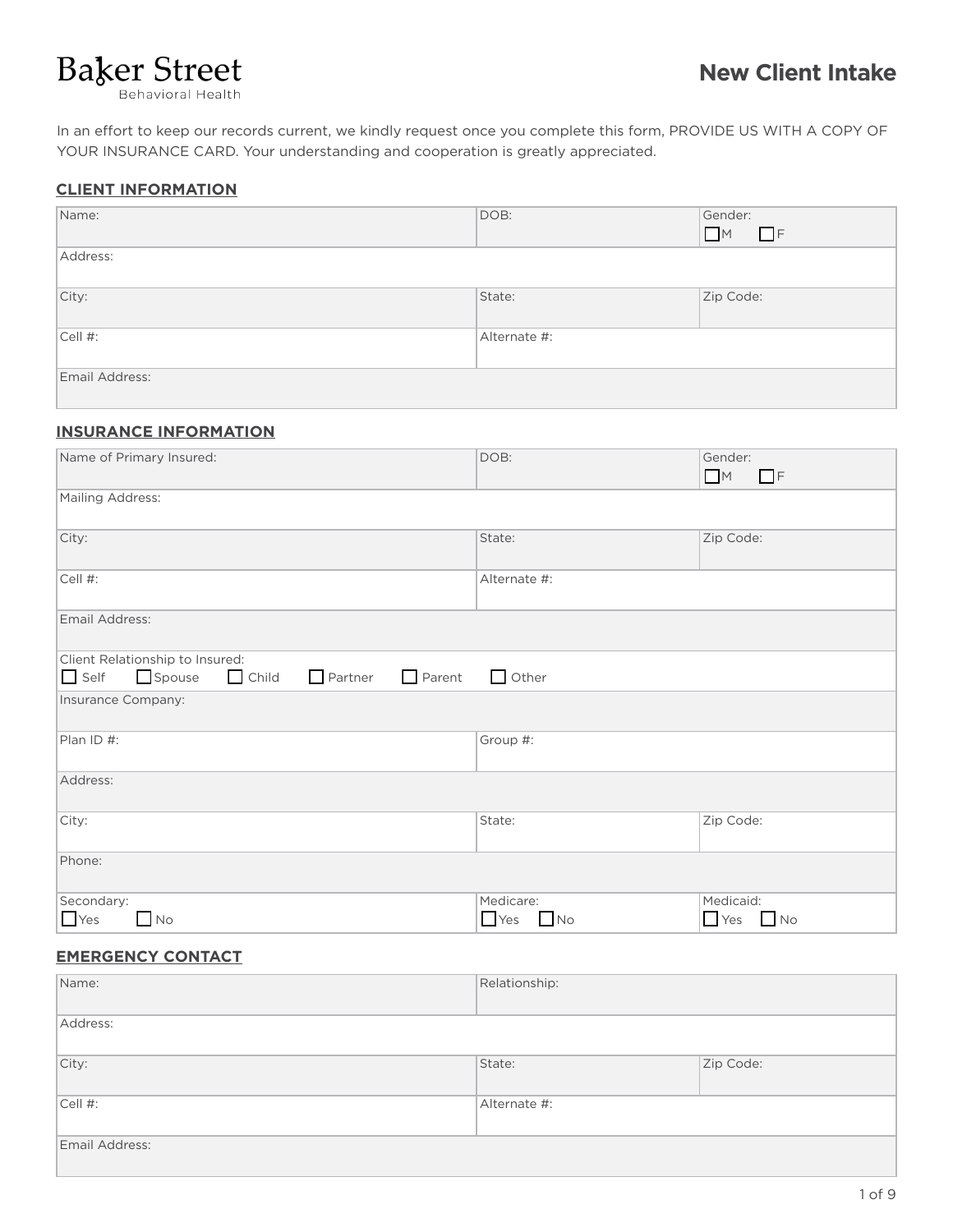Baker Street
Behavioral Health

# New Client Intake

In an effort to keep our records current, we kindly request once you complete this form, PROVIDE US WITH A COPY OF YOUR INSURANCE CARD. Your understanding and cooperation is greatly appreciated.

## CLIENT INFORMATION

| Name: | DOB: | Gender: ☐ M ☐ F |
|---|---|---|
| Address: | | |
| City: | State: | Zip Code: |
| Cell #: | Alternate #: | |
| Email Address: | | |

## INSURANCE INFORMATION

| Name of Primary Insured: | DOB: | Gender: ☐ M ☐ F |
|---|---|---|
| Mailing Address: | | |
| City: | State: | Zip Code: |
| Cell #: | Alternate #: | |
| Email Address: | | |
| Client Relationship to Insured: ☐ Self ☐ Spouse ☐ Child ☐ Partner ☐ Parent ☐ Other | | |
| Insurance Company: | | |
| Plan ID #: | Group #: | |
| Address: | | |
| City: | State: | Zip Code: |
| Phone: | | |
| Secondary: ☐ Yes ☐ No | Medicare: ☐ Yes ☐ No | Medicaid: ☐ Yes ☐ No |

## EMERGENCY CONTACT

| Name: | Relationship: | |
|---|---|---|
| Address: | | |
| City: | State: | Zip Code: |
| Cell #: | Alternate #: | |
| Email Address: | | |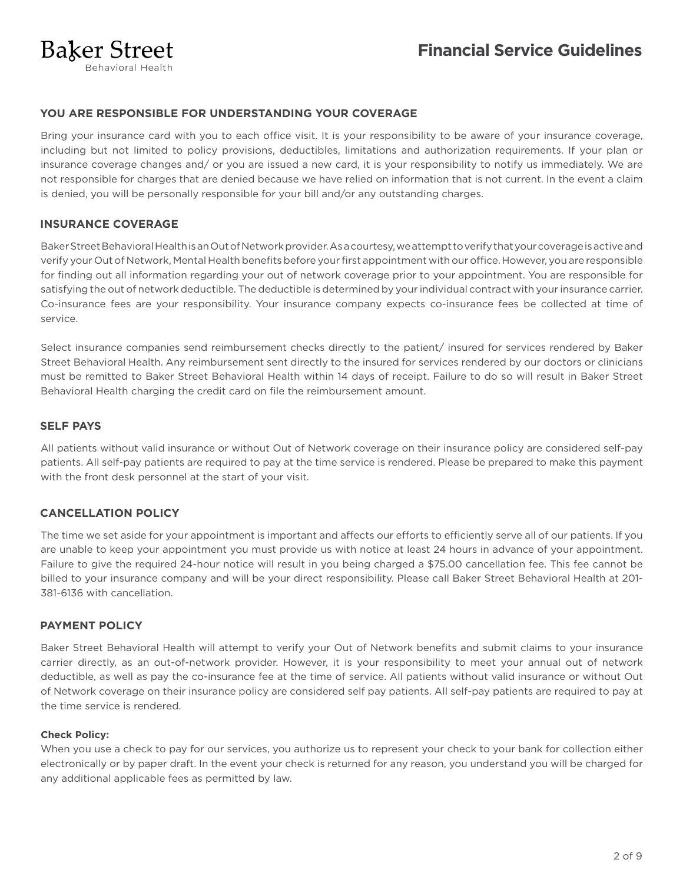# Financial Service Guidelines

## YOU ARE RESPONSIBLE FOR UNDERSTANDING YOUR COVERAGE

Bring your insurance card with you to each office visit. It is your responsibility to be aware of your insurance coverage, including but not limited to policy provisions, deductibles, limitations and authorization requirements. If your plan or insurance coverage changes and/ or you are issued a new card, it is your responsibility to notify us immediately. We are not responsible for charges that are denied because we have relied on information that is not current. In the event a claim is denied, you will be personally responsible for your bill and/or any outstanding charges.

## INSURANCE COVERAGE

Baker Street Behavioral Health is an Out of Network provider. As a courtesy, we attempt to verify that your coverage is active and verify your Out of Network, Mental Health benefits before your first appointment with our office. However, you are responsible for finding out all information regarding your out of network coverage prior to your appointment. You are responsible for satisfying the out of network deductible. The deductible is determined by your individual contract with your insurance carrier. Co-insurance fees are your responsibility. Your insurance company expects co-insurance fees be collected at time of service.

Select insurance companies send reimbursement checks directly to the patient/ insured for services rendered by Baker Street Behavioral Health. Any reimbursement sent directly to the insured for services rendered by our doctors or clinicians must be remitted to Baker Street Behavioral Health within 14 days of receipt. Failure to do so will result in Baker Street Behavioral Health charging the credit card on file the reimbursement amount.

## SELF PAYS

All patients without valid insurance or without Out of Network coverage on their insurance policy are considered self-pay patients. All self-pay patients are required to pay at the time service is rendered. Please be prepared to make this payment with the front desk personnel at the start of your visit.

## CANCELLATION POLICY

The time we set aside for your appointment is important and affects our efforts to efficiently serve all of our patients. If you are unable to keep your appointment you must provide us with notice at least 24 hours in advance of your appointment. Failure to give the required 24-hour notice will result in you being charged a $75.00 cancellation fee. This fee cannot be billed to your insurance company and will be your direct responsibility. Please call Baker Street Behavioral Health at 201-381-6136 with cancellation.

## PAYMENT POLICY

Baker Street Behavioral Health will attempt to verify your Out of Network benefits and submit claims to your insurance carrier directly, as an out-of-network provider. However, it is your responsibility to meet your annual out of network deductible, as well as pay the co-insurance fee at the time of service. All patients without valid insurance or without Out of Network coverage on their insurance policy are considered self pay patients. All self-pay patients are required to pay at the time service is rendered.

**Check Policy:**

When you use a check to pay for our services, you authorize us to represent your check to your bank for collection either electronically or by paper draft. In the event your check is returned for any reason, you understand you will be charged for any additional applicable fees as permitted by law.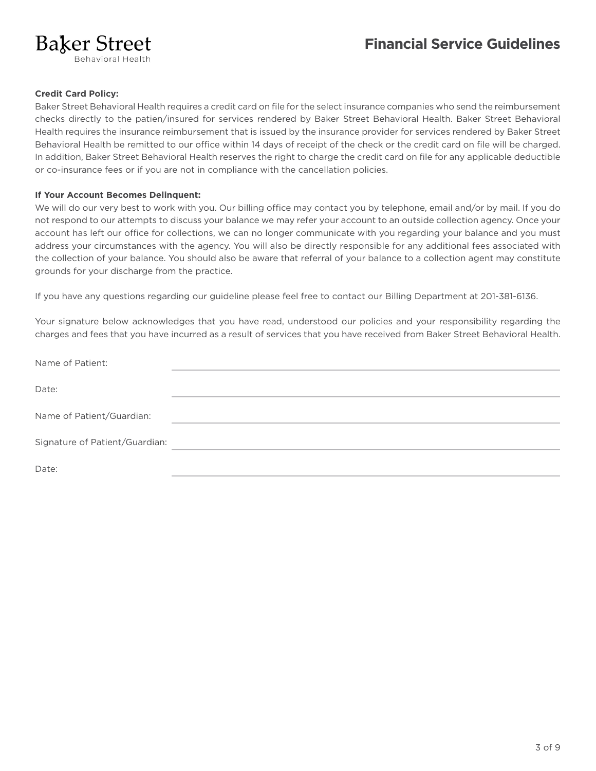**Credit Card Policy:**

Baker Street Behavioral Health requires a credit card on file for the select insurance companies who send the reimbursement checks directly to the patien/insured for services rendered by Baker Street Behavioral Health. Baker Street Behavioral Health requires the insurance reimbursement that is issued by the insurance provider for services rendered by Baker Street Behavioral Health be remitted to our office within 14 days of receipt of the check or the credit card on file will be charged. In addition, Baker Street Behavioral Health reserves the right to charge the credit card on file for any applicable deductible or co-insurance fees or if you are not in compliance with the cancellation policies.

**If Your Account Becomes Delinquent:**

We will do our very best to work with you. Our billing office may contact you by telephone, email and/or by mail. If you do not respond to our attempts to discuss your balance we may refer your account to an outside collection agency. Once your account has left our office for collections, we can no longer communicate with you regarding your balance and you must address your circumstances with the agency. You will also be directly responsible for any additional fees associated with the collection of your balance. You should also be aware that referral of your balance to a collection agent may constitute grounds for your discharge from the practice.

If you have any questions regarding our guideline please feel free to contact our Billing Department at 201-381-6136.

Your signature below acknowledges that you have read, understood our policies and your responsibility regarding the charges and fees that you have incurred as a result of services that you have received from Baker Street Behavioral Health.

Name of Patient: ______________________________

Date: ______________________________

Name of Patient/Guardian: ______________________________

Signature of Patient/Guardian: ______________________________

Date: ______________________________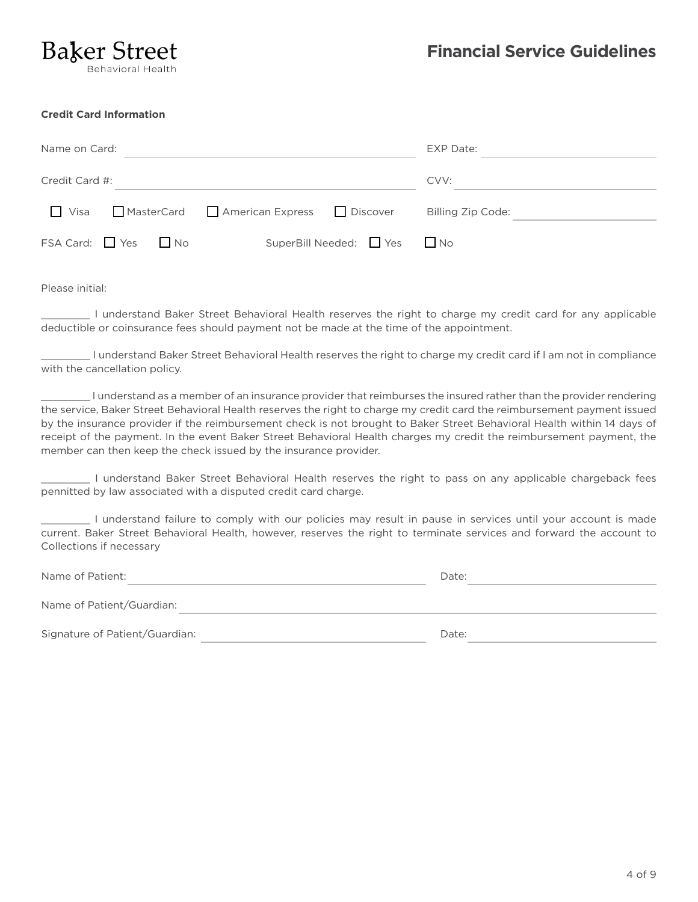Baker Street
Behavioral Health

# Financial Service Guidelines

**Credit Card Information**

Name on Card: ______________________________ EXP Date: ______________

Credit Card #: ______________________________ CVV: ______________

☐ Visa ☐ MasterCard ☐ American Express ☐ Discover Billing Zip Code: ______________

FSA Card: ☐ Yes ☐ No SuperBill Needed: ☐ Yes ☐ No

Please initial:

________ I understand Baker Street Behavioral Health reserves the right to charge my credit card for any applicable deductible or coinsurance fees should payment not be made at the time of the appointment.

________ I understand Baker Street Behavioral Health reserves the right to charge my credit card if I am not in compliance with the cancellation policy.

________ I understand as a member of an insurance provider that reimburses the insured rather than the provider rendering the service, Baker Street Behavioral Health reserves the right to charge my credit card the reimbursement payment issued by the insurance provider if the reimbursement check is not brought to Baker Street Behavioral Health within 14 days of receipt of the payment. In the event Baker Street Behavioral Health charges my credit the reimbursement payment, the member can then keep the check issued by the insurance provider.

________ I understand Baker Street Behavioral Health reserves the right to pass on any applicable chargeback fees pennitted by law associated with a disputed credit card charge.

________ I understand failure to comply with our policies may result in pause in services until your account is made current. Baker Street Behavioral Health, however, reserves the right to terminate services and forward the account to Collections if necessary

Name of Patient: ______________________________ Date: ______________

Name of Patient/Guardian: ______________________________

Signature of Patient/Guardian: ______________________________ Date: ______________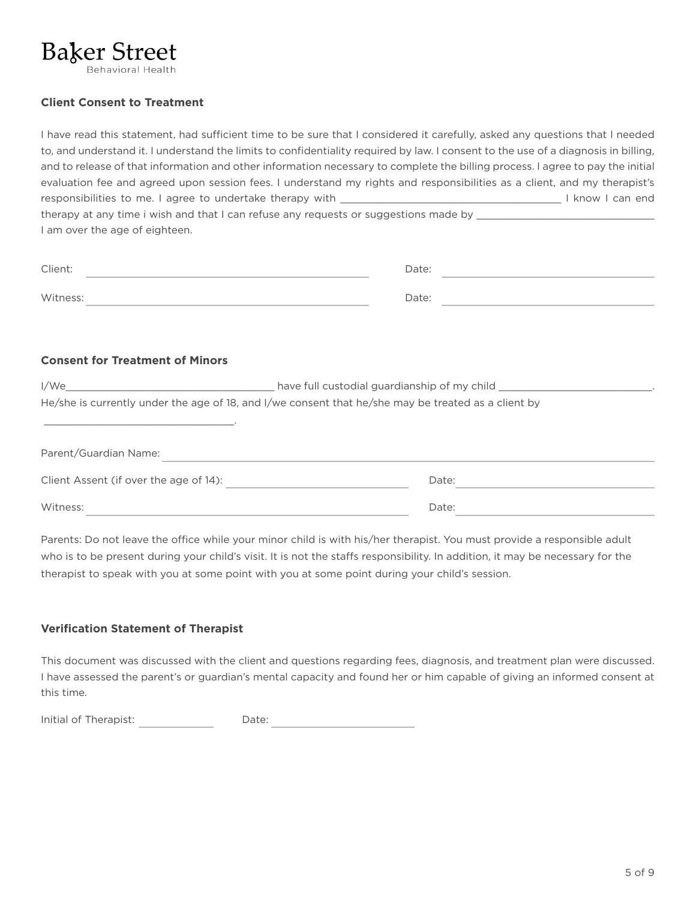Baker Street
Behavioral Health

**Client Consent to Treatment**

I have read this statement, had sufficient time to be sure that I considered it carefully, asked any questions that I needed to, and understand it. I understand the limits to confidentiality required by law. I consent to the use of a diagnosis in billing, and to release of that information and other information necessary to complete the billing process. I agree to pay the initial evaluation fee and agreed upon session fees. I understand my rights and responsibilities as a client, and my therapist's responsibilities to me. I agree to undertake therapy with ______________________________________ I know I can end therapy at any time i wish and that I can refuse any requests or suggestions made by ________________________________ I am over the age of eighteen.

Client: ________________________________________________ Date: ______________________________________

Witness: _______________________________________________ Date: ______________________________________

**Consent for Treatment of Minors**

I/We____________________________________ have full custodial guardianship of my child ___________________________. He/she is currently under the age of 18, and I/we consent that he/she may be treated as a client by _________________________________.

Parent/Guardian Name: ______________________________________________________________________________

Client Assent (if over the age of 14): ______________________________ Date: ______________________________

Witness: _______________________________________________________ Date: ______________________________

Parents: Do not leave the office while your minor child is with his/her therapist. You must provide a responsible adult who is to be present during your child's visit. It is not the staffs responsibility. In addition, it may be necessary for the therapist to speak with you at some point with you at some point during your child's session.

**Verification Statement of Therapist**

This document was discussed with the client and questions regarding fees, diagnosis, and treatment plan were discussed. I have assessed the parent's or guardian's mental capacity and found her or him capable of giving an informed consent at this time.

Initial of Therapist: _____________ Date: _________________________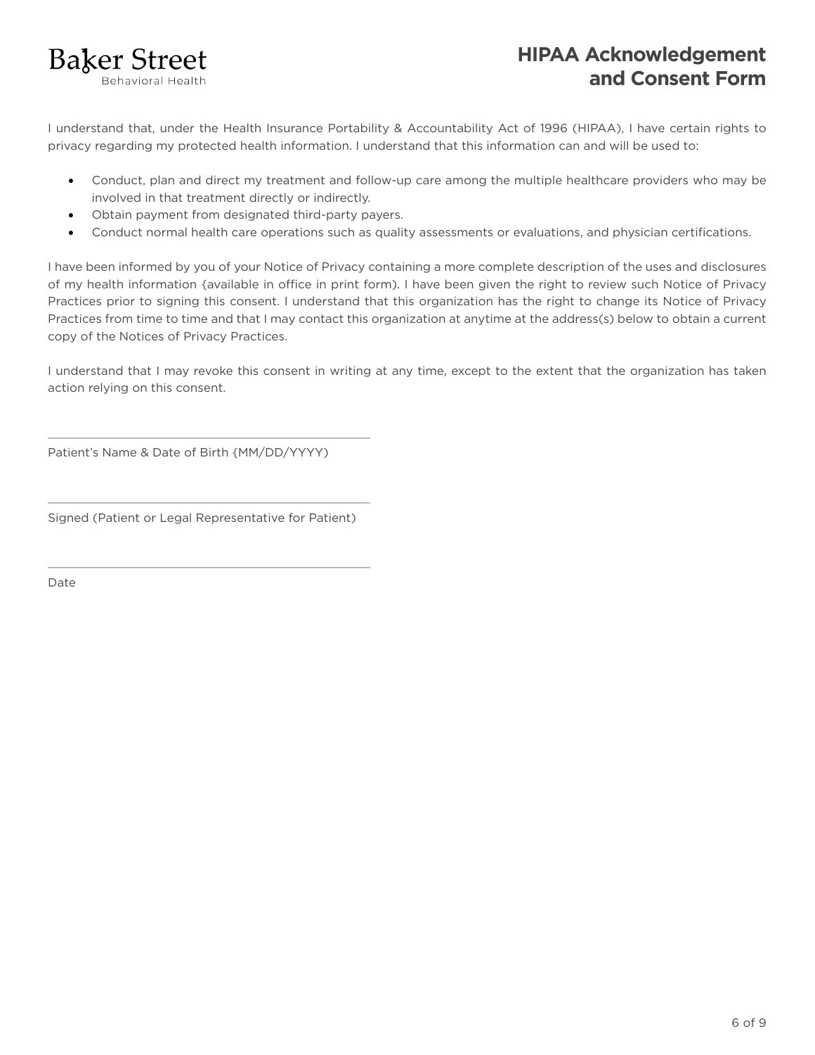Baker Street
Behavioral Health

# HIPAA Acknowledgement and Consent Form

I understand that, under the Health Insurance Portability & Accountability Act of 1996 (HIPAA), I have certain rights to privacy regarding my protected health information. I understand that this information can and will be used to:

- Conduct, plan and direct my treatment and follow-up care among the multiple healthcare providers who may be involved in that treatment directly or indirectly.
- Obtain payment from designated third-party payers.
- Conduct normal health care operations such as quality assessments or evaluations, and physician certifications.

I have been informed by you of your Notice of Privacy containing a more complete description of the uses and disclosures of my health information {available in office in print form). I have been given the right to review such Notice of Privacy Practices prior to signing this consent. I understand that this organization has the right to change its Notice of Privacy Practices from time to time and that I may contact this organization at anytime at the address(s) below to obtain a current copy of the Notices of Privacy Practices.

I understand that I may revoke this consent in writing at any time, except to the extent that the organization has taken action relying on this consent.

\_\_\_\_\_\_\_\_\_\_\_\_\_\_\_\_\_\_\_\_\_\_\_\_\_\_\_\_\_\_\_\_\_\_\_\_\_\_\_\_

Patient's Name & Date of Birth {MM/DD/YYYY)

\_\_\_\_\_\_\_\_\_\_\_\_\_\_\_\_\_\_\_\_\_\_\_\_\_\_\_\_\_\_\_\_\_\_\_\_\_\_\_\_

Signed (Patient or Legal Representative for Patient)

\_\_\_\_\_\_\_\_\_\_\_\_\_\_\_\_\_\_\_\_\_\_\_\_\_\_\_\_\_\_\_\_\_\_\_\_\_\_\_\_

Date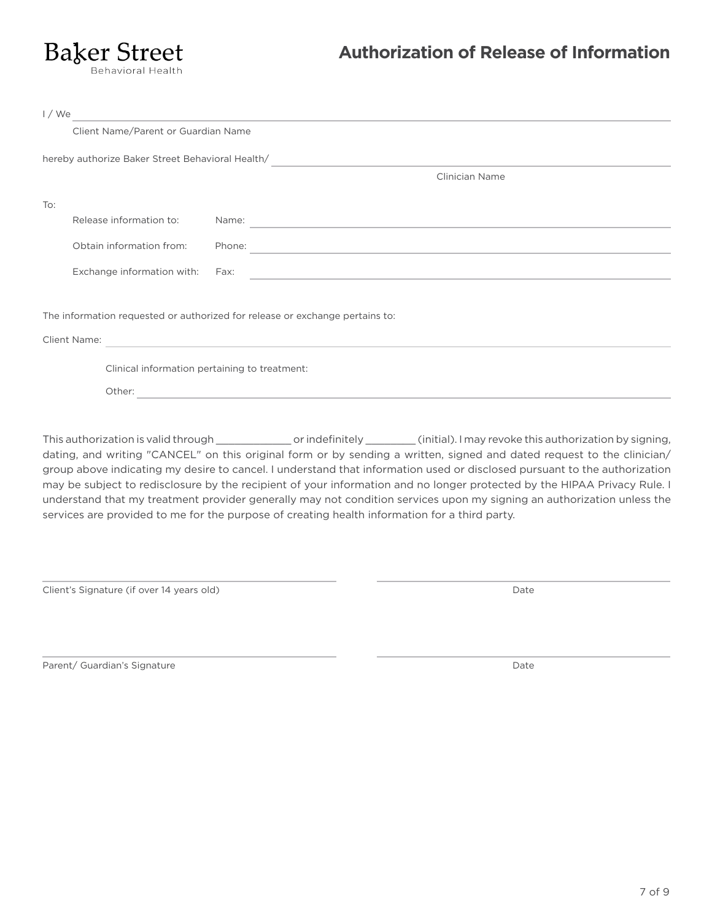Baker Street
Behavioral Health

# Authorization of Release of Information

I / We ________________________________________________

Client Name/Parent or Guardian Name

hereby authorize Baker Street Behavioral Health/ ________________________________

Clinician Name

To:

Release information to: Name: ________________________________

Obtain information from: Phone: ________________________________

Exchange information with: Fax: ________________________________

The information requested or authorized for release or exchange pertains to:

Client Name: ________________________________

Clinical information pertaining to treatment:

Other: ________________________________

This authorization is valid through _____________ or indefinitely _________ (initial). I may revoke this authorization by signing, dating, and writing "CANCEL" on this original form or by sending a written, signed and dated request to the clinician/ group above indicating my desire to cancel. I understand that information used or disclosed pursuant to the authorization may be subject to redisclosure by the recipient of your information and no longer protected by the HIPAA Privacy Rule. I understand that my treatment provider generally may not condition services upon my signing an authorization unless the services are provided to me for the purpose of creating health information for a third party.

________________________________ ________________________________

Client's Signature (if over 14 years old) Date

________________________________ ________________________________

Parent/ Guardian's Signature Date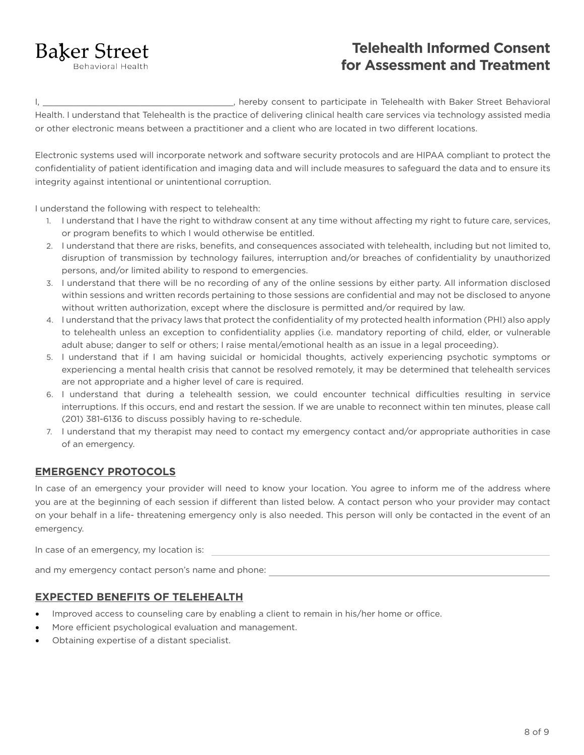Baker Street
Behavioral Health

# Telehealth Informed Consent for Assessment and Treatment

I, ______________________________________, hereby consent to participate in Telehealth with Baker Street Behavioral Health. I understand that Telehealth is the practice of delivering clinical health care services via technology assisted media or other electronic means between a practitioner and a client who are located in two different locations.

Electronic systems used will incorporate network and software security protocols and are HIPAA compliant to protect the confidentiality of patient identification and imaging data and will include measures to safeguard the data and to ensure its integrity against intentional or unintentional corruption.

I understand the following with respect to telehealth:

1. I understand that I have the right to withdraw consent at any time without affecting my right to future care, services, or program benefits to which I would otherwise be entitled.
2. I understand that there are risks, benefits, and consequences associated with telehealth, including but not limited to, disruption of transmission by technology failures, interruption and/or breaches of confidentiality by unauthorized persons, and/or limited ability to respond to emergencies.
3. I understand that there will be no recording of any of the online sessions by either party. All information disclosed within sessions and written records pertaining to those sessions are confidential and may not be disclosed to anyone without written authorization, except where the disclosure is permitted and/or required by law.
4. I understand that the privacy laws that protect the confidentiality of my protected health information (PHI) also apply to telehealth unless an exception to confidentiality applies (i.e. mandatory reporting of child, elder, or vulnerable adult abuse; danger to self or others; I raise mental/emotional health as an issue in a legal proceeding).
5. I understand that if I am having suicidal or homicidal thoughts, actively experiencing psychotic symptoms or experiencing a mental health crisis that cannot be resolved remotely, it may be determined that telehealth services are not appropriate and a higher level of care is required.
6. I understand that during a telehealth session, we could encounter technical difficulties resulting in service interruptions. If this occurs, end and restart the session. If we are unable to reconnect within ten minutes, please call (201) 381-6136 to discuss possibly having to re-schedule.
7. I understand that my therapist may need to contact my emergency contact and/or appropriate authorities in case of an emergency.

## EMERGENCY PROTOCOLS

In case of an emergency your provider will need to know your location. You agree to inform me of the address where you are at the beginning of each session if different than listed below. A contact person who your provider may contact on your behalf in a life- threatening emergency only is also needed. This person will only be contacted in the event of an emergency.

In case of an emergency, my location is: ______________________________________

and my emergency contact person's name and phone: ______________________________________

## EXPECTED BENEFITS OF TELEHEALTH

- Improved access to counseling care by enabling a client to remain in his/her home or office.
- More efficient psychological evaluation and management.
- Obtaining expertise of a distant specialist.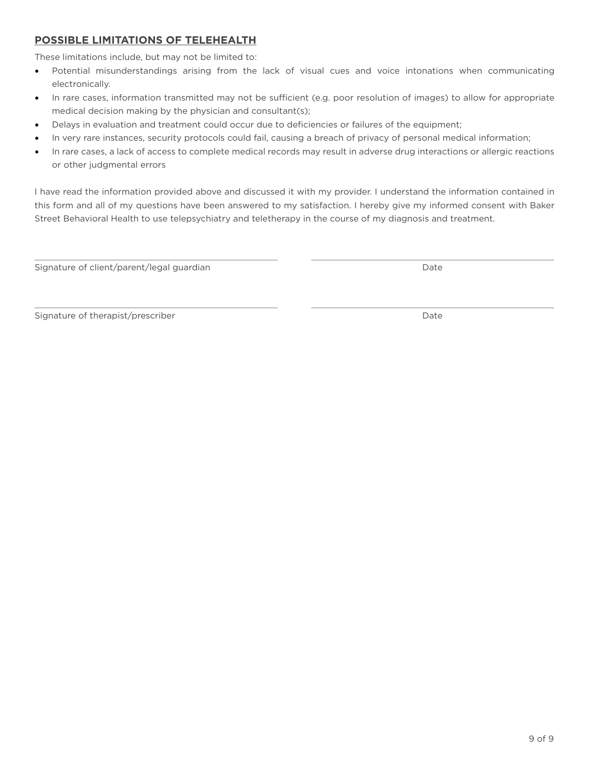## POSSIBLE LIMITATIONS OF TELEHEALTH

These limitations include, but may not be limited to:

- Potential misunderstandings arising from the lack of visual cues and voice intonations when communicating electronically.
- In rare cases, information transmitted may not be sufficient (e.g. poor resolution of images) to allow for appropriate medical decision making by the physician and consultant(s);
- Delays in evaluation and treatment could occur due to deficiencies or failures of the equipment;
- In very rare instances, security protocols could fail, causing a breach of privacy of personal medical information;
- In rare cases, a lack of access to complete medical records may result in adverse drug interactions or allergic reactions or other judgmental errors

I have read the information provided above and discussed it with my provider. I understand the information contained in this form and all of my questions have been answered to my satisfaction. I hereby give my informed consent with Baker Street Behavioral Health to use telepsychiatry and teletherapy in the course of my diagnosis and treatment.

\_\_\_\_\_\_\_\_\_\_\_\_\_\_\_\_\_\_\_\_\_\_\_\_\_\_\_\_\_\_\_\_\_\_\_\_\_\_\_\_ \_\_\_\_\_\_\_\_\_\_\_\_\_\_\_\_\_\_\_\_\_\_\_\_\_\_\_\_\_\_\_\_\_\_\_\_\_\_\_\_

Signature of client/parent/legal guardian Date

\_\_\_\_\_\_\_\_\_\_\_\_\_\_\_\_\_\_\_\_\_\_\_\_\_\_\_\_\_\_\_\_\_\_\_\_\_\_\_\_ \_\_\_\_\_\_\_\_\_\_\_\_\_\_\_\_\_\_\_\_\_\_\_\_\_\_\_\_\_\_\_\_\_\_\_\_\_\_\_\_

Signature of therapist/prescriber Date